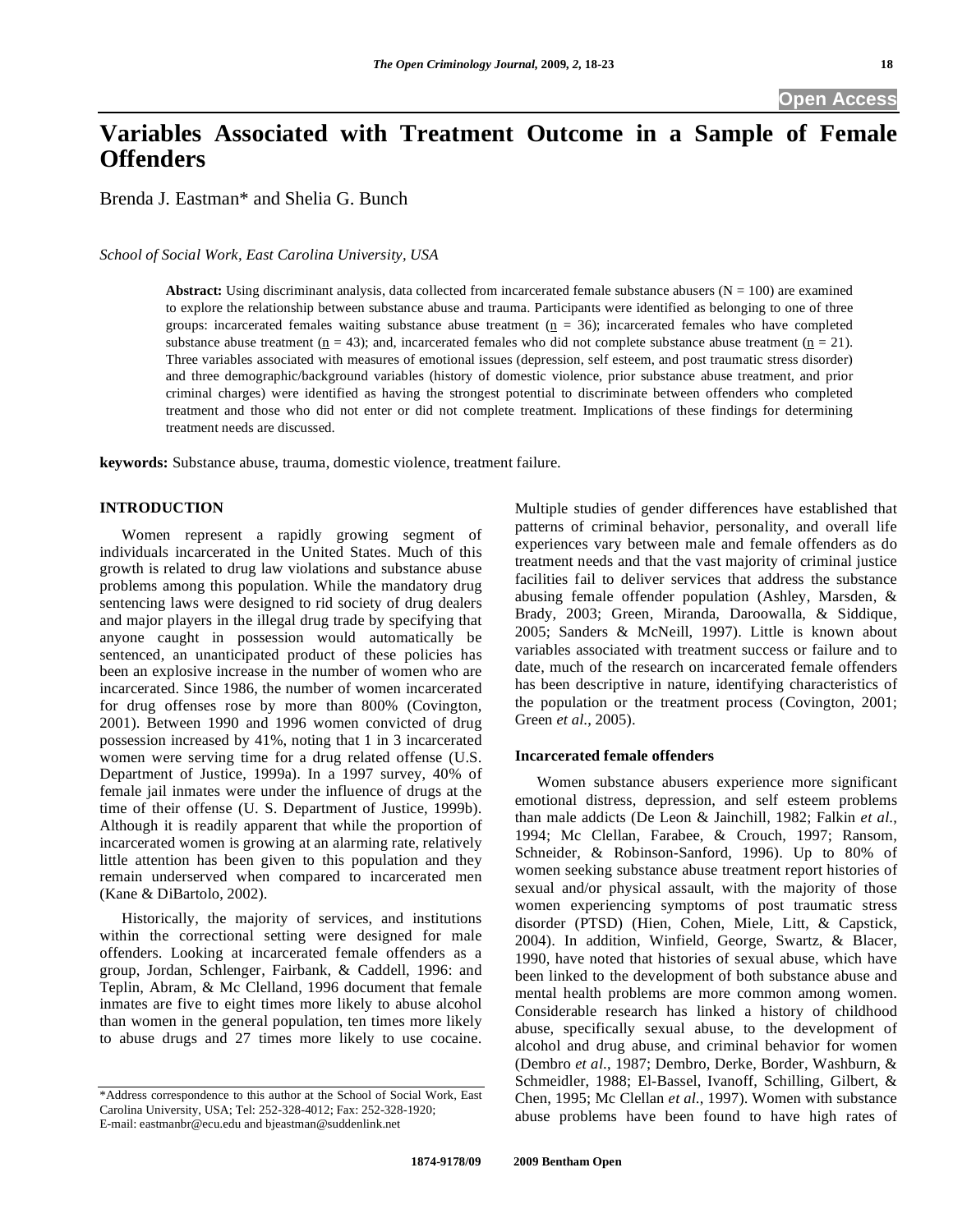# Variables Associated with Treatment Outcome in a Sample of Female Offenders

Brenda J. Eastman* and Shelia G. Bunch

*School of Social Work, East Carolina University, USA*

**Abstract:** Using discriminant analysis, data collected from incarcerated female substance abusers (N = 100) are examined to explore the relationship between substance abuse and trauma. Participants were identified as belonging to have one of three groups: incarcerated females waiting substance abuse treatment (n = 36); incarcerated females who have completed substance abuse treatment (n = 43); and, incarcerated females who did not complete substance abuse treatment (n = 21). Three variables associated with measures of emotional issues (depression, self esteem, and post traumatic stress disorder) and three demographic/background variables (history of domestic violence, prior substance abuse treatment, and prior criminal charges) were identified as having the strongest potential to discriminate between offenders who completed treatment and those who did not enter or did not complete treatment. Implications of these findings for determining treatment needs are discussed.

**keywords:** Substance abuse, trauma, domestic violence, treatment failure.

## INTRODUCTION

Women represent a rapidly growing segment of individuals incarcerated in the United States. Much of this growth is related to drug law violations and substance abuse problems among this population. While the mandatory drug sentencing laws were designed to rid society of drug dealers and major players in the illegal drug trade by specifying that anyone caught in possession would automatically be sentenced, an unanticipated product of these policies has been an explosive increase in the number of women who are incarcerated. Since 1986, the number of women incarcerated for drug offenses rose by more than 800% (Covington, 2001). Between 1990 and 1996 women convicted of drug possession increased by 41%, noting that 1 in 3 incarcerated women were serving time for a drug related offense (U.S. Department of Justice, 1999a). In a 1997 survey, 40% of female jail inmates were under the influence of drugs at the time of their offense (U. S. Department of Justice, 1999b). Although it is readily apparent that while the proportion of incarcerated women is growing at an alarming rate, relatively little attention has been given to this population and they remain underserved when compared to incarcerated men (Kane & DiBartolo, 2002).

Historically, the majority of services, and institutions within the correctional setting were designed for male offenders. Looking at incarcerated female offenders as a group, Jordan, Schlenger, Fairbank, & Caddell, 1996: and Teplin, Abram, & Mc Clelland, 1996 document that female inmates are five to eight times more likely to abuse alcohol than women in the general population, ten times more likely to abuse drugs and 27 times more likely to use cocaine. Multiple studies of gender differences have established that patterns of criminal behavior, personality, and overall life experiences vary between male and female offenders as do treatment needs and that the vast majority of criminal justice facilities fail to deliver services that address the substance abusing female offender population (Ashley, Marsden, & Brady, 2003; Green, Miranda, Daroowalla, & Siddique, 2005; Sanders & McNeill, 1997). Little is known about variables associated with treatment success or failure and to date, much of the research on incarcerated female offenders has been descriptive in nature, identifying characteristics of the population or the treatment process (Covington, 2001; Green *et al.*, 2005).

### Incarcerated female offenders

Women substance abusers experience more significant emotional distress, depression, and self esteem problems than male addicts (De Leon & Jainchill, 1982; Falkin *et al.*, 1994; Mc Clellan, Farabee, & Crouch, 1997; Ransom, Schneider, & Robinson-Sanford, 1996). Up to 80% of women seeking substance abuse treatment report histories of sexual and/or physical assault, with the majority of those women experiencing symptoms of post traumatic stress disorder (PTSD) (Hien, Cohen, Miele, Litt, & Capstick, 2004). In addition, Winfield, George, Swartz, & Blacer, 1990, have noted that histories of sexual abuse, which have been linked to the development of both substance abuse and mental health problems are more common among women. Considerable research has linked a history of childhood abuse, specifically sexual abuse, to the development of alcohol and drug abuse, and criminal behavior for women (Dembro *et al.*, 1987; Dembro, Derke, Border, Washburn, & Schmeidler, 1988; El-Bassel, Ivanoff, Schilling, Gilbert, & Chen, 1995; Mc Clellan *et al.*, 1997). Women with substance abuse problems have been found to have high rates of

*Address correspondence to this author at the School of Social Work, East Carolina University, USA; Tel: 252-328-4012; Fax: 252-328-1920; E-mail: eastmanbr@ecu.edu and bjeastman@suddenlink.net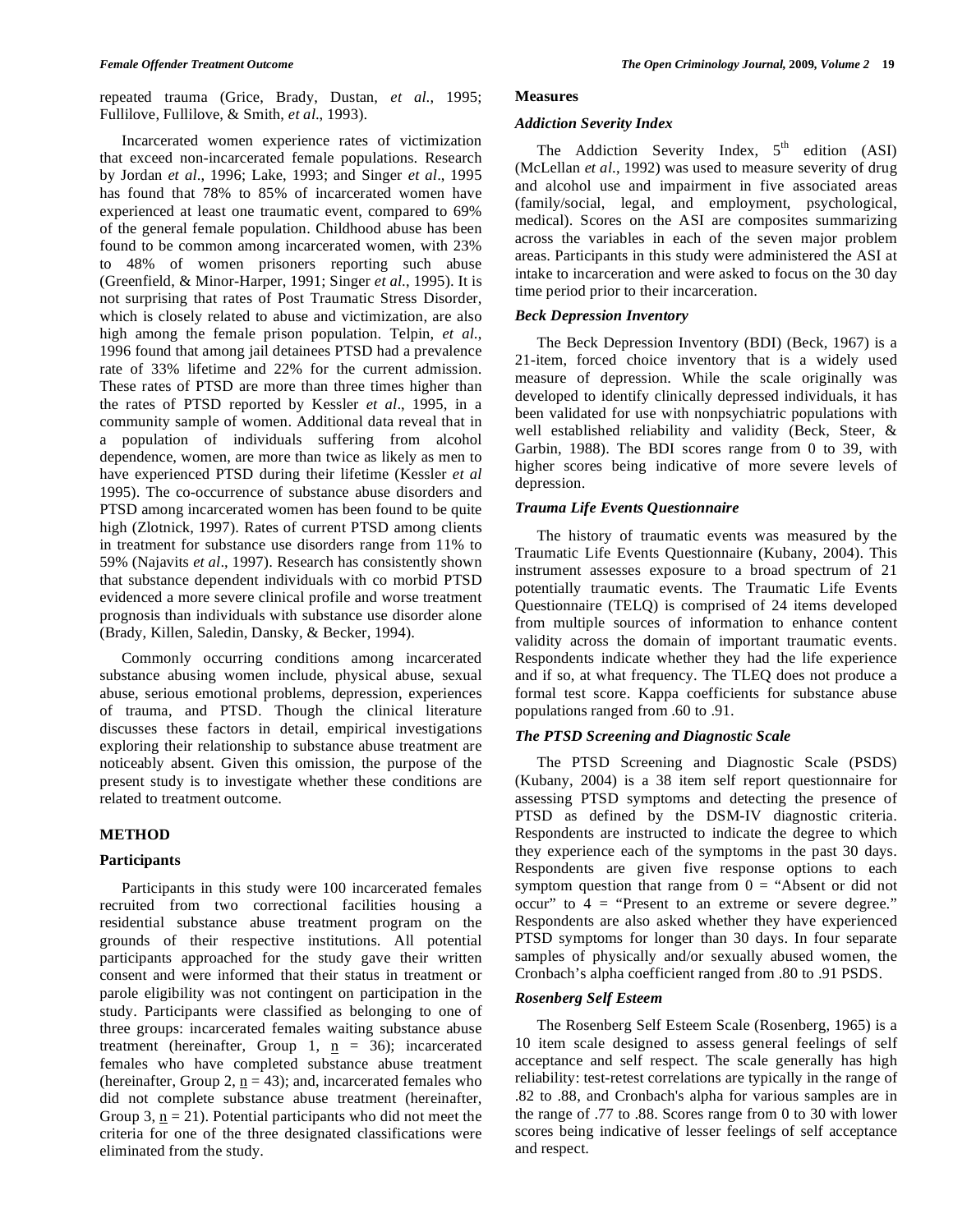repeated trauma (Grice, Brady, Dustan, *et al*., 1995; Fullilove, Fullilove, & Smith, *et al*., 1993).

Incarcerated women experience rates of victimization that exceed non-incarcerated female populations. Research by Jordan *et al*., 1996; Lake, 1993; and Singer *et al*., 1995 has found that 78% to 85% of incarcerated women have experienced at least one traumatic event, compared to 69% of the general female population. Childhood abuse has been found to be common among incarcerated women, with 23% to 48% of women prisoners reporting such abuse (Greenfield, & Minor-Harper, 1991; Singer *et al*., 1995). It is not surprising that rates of Post Traumatic Stress Disorder, which is closely related to abuse and victimization, are also high among the female prison population. Telpin, *et al.*, 1996 found that among jail detainees PTSD had a prevalence rate of 33% lifetime and 22% for the current admission. These rates of PTSD are more than three times higher than the rates of PTSD reported by Kessler *et al*., 1995, in a community sample of women. Additional data reveal that in a population of individuals suffering from alcohol dependence, women, are more than twice as likely as men to have experienced PTSD during their lifetime (Kessler *et al* 1995). The co-occurrence of substance abuse disorders and PTSD among incarcerated women has been found to be quite high (Zlotnick, 1997). Rates of current PTSD among clients in treatment for substance use disorders range from 11% to 59% (Najavits *et al*., 1997). Research has consistently shown that substance dependent individuals with co morbid PTSD evidenced a more severe clinical profile and worse treatment prognosis than individuals with substance use disorder alone (Brady, Killen, Saledin, Dansky, & Becker, 1994).

Commonly occurring conditions among incarcerated substance abusing women include, physical abuse, sexual abuse, serious emotional problems, depression, experiences of trauma, and PTSD. Though the clinical literature discusses these factors in detail, empirical investigations exploring their relationship to substance abuse treatment are noticeably absent. Given this omission, the purpose of the present study is to investigate whether these conditions are related to treatment outcome.

## METHOD

### Participants

Participants in this study were 100 incarcerated females recruited from two correctional facilities housing a residential substance abuse treatment program on the grounds of their respective institutions. All potential participants approached for the study gave their written consent and were informed that their status in treatment or parole eligibility was not contingent on participation in the study. Participants were classified as belonging to one of three groups: incarcerated females waiting substance abuse treatment (hereinafter, Group 1, n = 36); incarcerated females who have completed substance abuse treatment (hereinafter, Group 2, n = 43); and, incarcerated females who did not complete substance abuse treatment (hereinafter, Group 3, n = 21). Potential participants who did not meet the criteria for one of the three designated classifications were eliminated from the study.

### Measures

#### *Addiction Severity Index*

The Addiction Severity Index, 5th edition (ASI) (McLellan *et al.*, 1992) was used to measure severity of drug and alcohol use and impairment in five associated areas (family/social, legal, and employment, psychological, medical). Scores on the ASI are composites summarizing across the variables in each of the seven major problem areas. Participants in this study were administered the ASI at intake to incarceration and were asked to focus on the 30 day time period prior to their incarceration.

#### *Beck Depression Inventory*

The Beck Depression Inventory (BDI) (Beck, 1967) is a 21-item, forced choice inventory that is a widely used measure of depression. While the scale originally was developed to identify clinically depressed individuals, it has been validated for use with nonpsychiatric populations with well established reliability and validity (Beck, Steer, & Garbin, 1988). The BDI scores range from 0 to 39, with higher scores being indicative of more severe levels of depression.

#### *Trauma Life Events Questionnaire*

The history of traumatic events was measured by the Traumatic Life Events Questionnaire (Kubany, 2004). This instrument assesses exposure to a broad spectrum of 21 potentially traumatic events. The Traumatic Life Events Questionnaire (TELQ) is comprised of 24 items developed from multiple sources of information to enhance content validity across the domain of important traumatic events. Respondents indicate whether they had the life experience and if so, at what frequency. The TLEQ does not produce a formal test score. Kappa coefficients for substance abuse populations ranged from .60 to .91.

#### *The PTSD Screening and Diagnostic Scale*

The PTSD Screening and Diagnostic Scale (PSDS) (Kubany, 2004) is a 38 item self report questionnaire for assessing PTSD symptoms and detecting the presence of PTSD as defined by the DSM-IV diagnostic criteria. Respondents are instructed to indicate the degree to which they experience each of the symptoms in the past 30 days. Respondents are given five response options to each symptom question that range from 0 = "Absent or did not occur" to 4 = "Present to an extreme or severe degree." Respondents are also asked whether they have experienced PTSD symptoms for longer than 30 days. In four separate samples of physically and/or sexually abused women, the Cronbach's alpha coefficient ranged from .80 to .91 PSDS.

#### *Rosenberg Self Esteem*

The Rosenberg Self Esteem Scale (Rosenberg, 1965) is a 10 item scale designed to assess general feelings of self acceptance and self respect. The scale generally has high reliability: test-retest correlations are typically in the range of .82 to .88, and Cronbach's alpha for various samples are in the range of .77 to .88. Scores range from 0 to 30 with lower scores being indicative of lesser feelings of self acceptance and respect.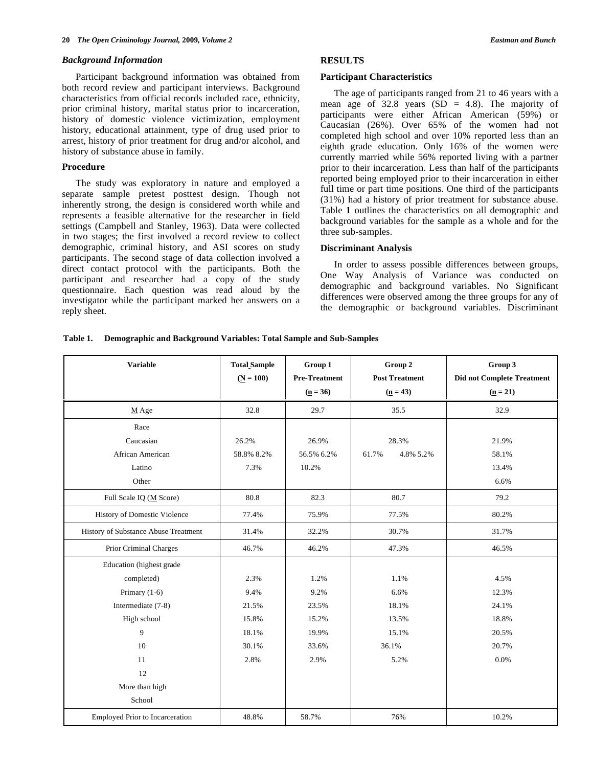### *Background Information*

Participant background information was obtained from both record review and participant interviews. Background characteristics from official records included race, ethnicity, prior criminal history, marital status prior to incarceration, history of domestic violence victimization, employment history, educational attainment, type of drug used prior to arrest, history of prior treatment for drug and/or alcohol, and history of substance abuse in family.

### Procedure

The study was exploratory in nature and employed a separate sample pretest posttest design. Though not inherently strong, the design is considered worth while and represents a feasible alternative for the researcher in field settings (Campbell and Stanley, 1963). Data were collected in two stages; the first involved a record review to collect demographic, criminal history, and ASI scores on study participants. The second stage of data collection involved a direct contact protocol with the participants. Both the participant and researcher had a copy of the study questionnaire. Each question was read aloud by the investigator while the participant marked her answers on a reply sheet.

## RESULTS

### Participant Characteristics

The age of participants ranged from 21 to 46 years with a mean age of 32.8 years (SD = 4.8). The majority of participants were either African American (59%) or Caucasian (26%). Over 65% of the women had not completed high school and over 10% reported less than an eighth grade education. Only 16% of the women were currently married while 56% reported living with a partner prior to their incarceration. Less than half of the participants reported being employed prior to their incarceration in either full time or part time positions. One third of the participants (31%) had a history of prior treatment for substance abuse. Table **1** outlines the characteristics on all demographic and background variables for the sample as a whole and for the three sub-samples.

### Discriminant Analysis

In order to assess possible differences between groups, One Way Analysis of Variance was conducted on demographic and background variables. No Significant differences were observed among the three groups for any of the demographic or background variables. Discriminant

**Table 1. Demographic and Background Variables: Total Sample and Sub-Samples**

| Variable | Total Sample (N = 100) | Group 1 Pre-Treatment (n = 36) | Group 2 Post Treatment (n = 43) | Group 3 Did not Complete Treatment (n = 21) |
|---|---|---|---|---|
| M Age | 32.8 | 29.7 | 35.5 | 32.9 |
| Race | | | | |
| Caucasian | 26.2% | 26.9% | 28.3% | 21.9% |
| African American | 58.8% 8.2% | 56.5% 6.2% | 61.7% 4.8% 5.2% | 58.1% |
| Latino | 7.3% | 10.2% | | 13.4% |
| Other | | | | 6.6% |
| Full Scale IQ (M Score) | 80.8 | 82.3 | 80.7 | 79.2 |
| History of Domestic Violence | 77.4% | 75.9% | 77.5% | 80.2% |
| History of Substance Abuse Treatment | 31.4% | 32.2% | 30.7% | 31.7% |
| Prior Criminal Charges | 46.7% | 46.2% | 47.3% | 46.5% |
| Education (highest grade | | | | |
| completed) | 2.3% | 1.2% | 1.1% | 4.5% |
| Primary (1-6) | 9.4% | 9.2% | 6.6% | 12.3% |
| Intermediate (7-8) | 21.5% | 23.5% | 18.1% | 24.1% |
| High school | 15.8% | 15.2% | 13.5% | 18.8% |
| 9 | 18.1% | 19.9% | 15.1% | 20.5% |
| 10 | 30.1% | 33.6% | 36.1% | 20.7% |
| 11 | 2.8% | 2.9% | 5.2% | 0.0% |
| 12 | | | | |
| More than high | | | | |
| School | | | | |
| Employed Prior to Incarceration | 48.8% | 58.7% | 76% | 10.2% |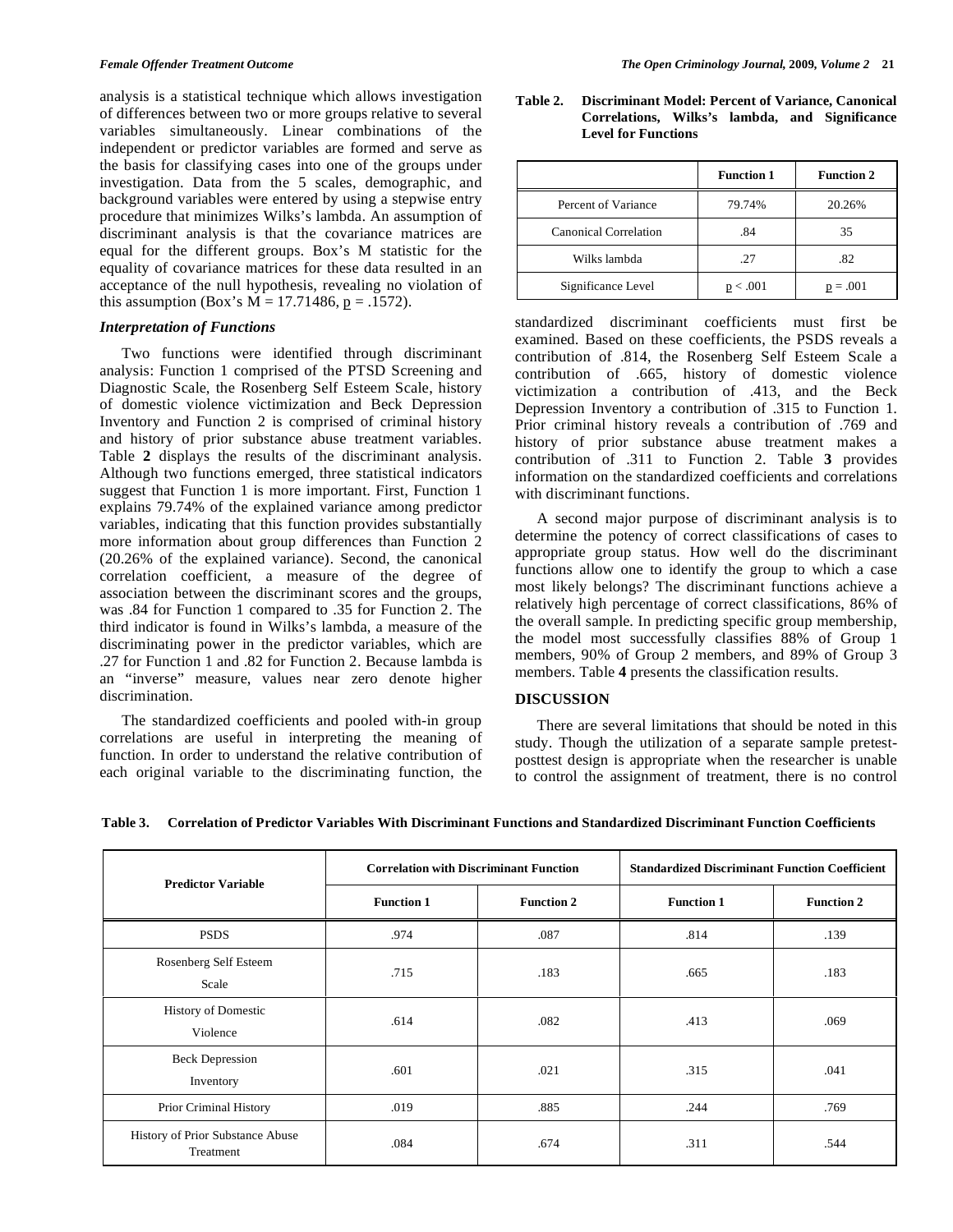analysis is a statistical technique which allows investigation of differences between two or more groups relative to several variables simultaneously. Linear combinations of the independent or predictor variables are formed and serve as the basis for classifying cases into one of the groups under investigation. Data from the 5 scales, demographic, and background variables were entered by using a stepwise entry procedure that minimizes Wilks's lambda. An assumption of discriminant analysis is that the covariance matrices are equal for the different groups. Box's M statistic for the equality of covariance matrices for these data resulted in an acceptance of the null hypothesis, revealing no violation of this assumption (Box's M = 17.71486, $p = .1572$).

### *Interpretation of Functions*

Two functions were identified through discriminant analysis: Function 1 comprised of the PTSD Screening and Diagnostic Scale, the Rosenberg Self Esteem Scale, history of domestic violence victimization and Beck Depression Inventory and Function 2 is comprised of criminal history and history of prior substance abuse treatment variables. Table **2** displays the results of the discriminant analysis. Although two functions emerged, three statistical indicators suggest that Function 1 is more important. First, Function 1 explains 79.74% of the explained variance among predictor variables, indicating that this function provides substantially more information about group differences than Function 2 (20.26% of the explained variance). Second, the canonical correlation coefficient, a measure of the degree of association between the discriminant scores and the groups, was .84 for Function 1 compared to .35 for Function 2. The third indicator is found in Wilks's lambda, a measure of the discriminating power in the predictor variables, which are .27 for Function 1 and .82 for Function 2. Because lambda is an "inverse" measure, values near zero denote higher discrimination.

The standardized coefficients and pooled with-in group correlations are useful in interpreting the meaning of function. In order to understand the relative contribution of each original variable to the discriminating function, the standardized discriminant coefficients must first be examined. Based on these coefficients, the PSDS reveals a contribution of .814, the Rosenberg Self Esteem Scale a contribution of .665, history of domestic violence victimization a contribution of .413, and the Beck Depression Inventory a contribution of .315 to Function 1. Prior criminal history reveals a contribution of .769 and history of prior substance abuse treatment makes a contribution of .311 to Function 2. Table **3** provides information on the standardized coefficients and correlations with discriminant functions.

**Table 2. Discriminant Model: Percent of Variance, Canonical Correlations, Wilks's lambda, and Significance Level for Functions**

| | Function 1 | Function 2 |
|---|---|---|
| Percent of Variance | 79.74% | 20.26% |
| Canonical Correlation | .84 | 35 |
| Wilks lambda | .27 | .82 |
| Significance Level | $p < .001$ | $p = .001$ |

A second major purpose of discriminant analysis is to determine the potency of correct classifications of cases to appropriate group status. How well do the discriminant functions allow one to identify the group to which a case most likely belongs? The discriminant functions achieve a relatively high percentage of correct classifications, 86% of the overall sample. In predicting specific group membership, the model most successfully classifies 88% of Group 1 members, 90% of Group 2 members, and 89% of Group 3 members. Table **4** presents the classification results.

## DISCUSSION

There are several limitations that should be noted in this study. Though the utilization of a separate sample pretest-posttest design is appropriate when the researcher is unable to control the assignment of treatment, there is no control

**Table 3. Correlation of Predictor Variables With Discriminant Functions and Standardized Discriminant Function Coefficients**

| Predictor Variable | Correlation with Discriminant Function | | Standardized Discriminant Function Coefficient | |
|---|---|---|---|---|
| | Function 1 | Function 2 | Function 1 | Function 2 |
| PSDS | .974 | .087 | .814 | .139 |
| Rosenberg Self Esteem Scale | .715 | .183 | .665 | .183 |
| History of Domestic Violence | .614 | .082 | .413 | .069 |
| Beck Depression Inventory | .601 | .021 | .315 | .041 |
| Prior Criminal History | .019 | .885 | .244 | .769 |
| History of Prior Substance Abuse Treatment | .084 | .674 | .311 | .544 |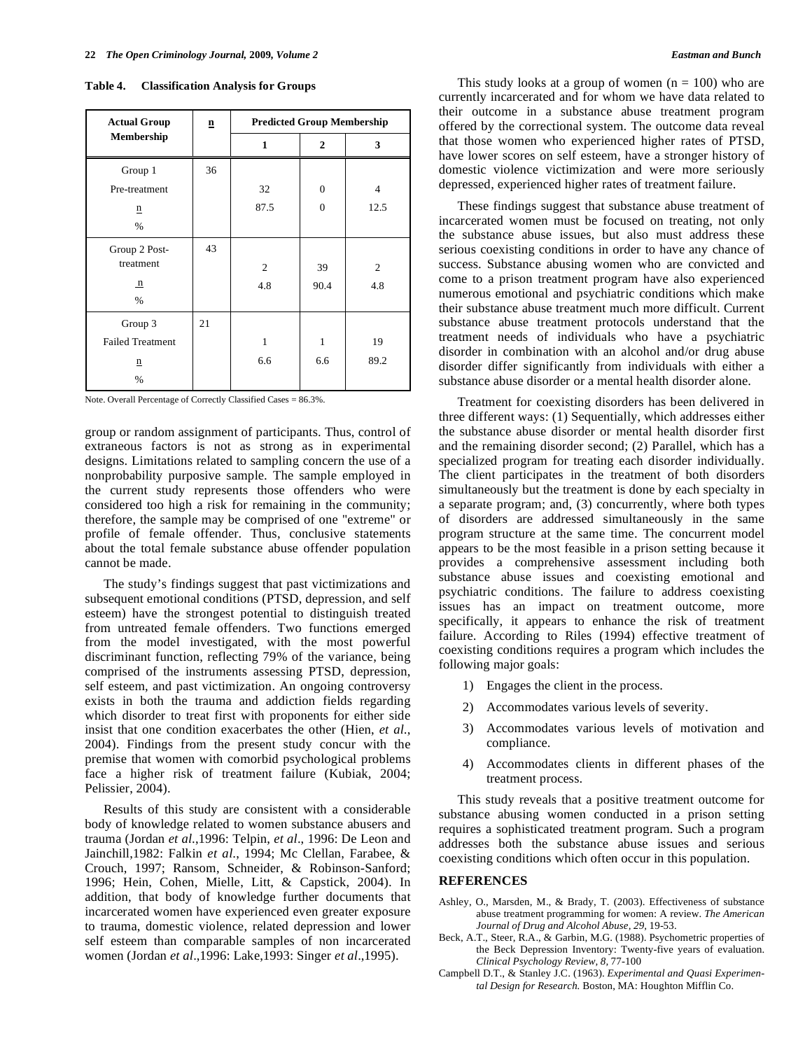**Table 4. Classification Analysis for Groups**

| Actual Group Membership | n | Predicted Group Membership | | |
|---|---|---|---|---|
| | | 1 | 2 | 3 |
| Group 1 Pre-treatment | 36 | | | |
| n | | 32 | 0 | 4 |
| % | | 87.5 | 0 | 12.5 |
| Group 2 Post-treatment | 43 | | | |
| n | | 2 | 39 | 2 |
| % | | 4.8 | 90.4 | 4.8 |
| Group 3 Failed Treatment | 21 | | | |
| n | | 1 | 1 | 19 |
| % | | 6.6 | 6.6 | 89.2 |

Note. Overall Percentage of Correctly Classified Cases = 86.3%.

group or random assignment of participants. Thus, control of extraneous factors is not as strong as in experimental designs. Limitations related to sampling concern the use of a nonprobability purposive sample. The sample employed in the current study represents those offenders who were considered too high a risk for remaining in the community; therefore, the sample may be comprised of one "extreme" or profile of female offender. Thus, conclusive statements about the total female substance abuse offender population cannot be made.

The study's findings suggest that past victimizations and subsequent emotional conditions (PTSD, depression, and self esteem) have the strongest potential to distinguish treated from untreated female offenders. Two functions emerged from the model investigated, with the most powerful discriminant function, reflecting 79% of the variance, being comprised of the instruments assessing PTSD, depression, self esteem, and past victimization. An ongoing controversy exists in both the trauma and addiction fields regarding which disorder to treat first with proponents for either side insist that one condition exacerbates the other (Hien, *et al.*, 2004). Findings from the present study concur with the premise that women with comorbid psychological problems face a higher risk of treatment failure (Kubiak, 2004; Pelissier, 2004).

Results of this study are consistent with a considerable body of knowledge related to women substance abusers and trauma (Jordan *et al.*,1996: Telpin, *et al*., 1996: De Leon and Jainchill,1982: Falkin *et al*., 1994; Mc Clellan, Farabee, & Crouch, 1997; Ransom, Schneider, & Robinson-Sanford; 1996; Hein, Cohen, Mielle, Litt, & Capstick, 2004). In addition, that body of knowledge further documents that incarcerated women have experienced even greater exposure to trauma, domestic violence, related depression and lower self esteem than comparable samples of non incarcerated women (Jordan *et al*.,1996: Lake,1993: Singer *et al*.,1995).

This study looks at a group of women (n = 100) who are currently incarcerated and for whom we have data related to their outcome in a substance abuse treatment program offered by the correctional system. The outcome data reveal that those women who experienced higher rates of PTSD, have lower scores on self esteem, have a stronger history of domestic violence victimization and were more seriously depressed, experienced higher rates of treatment failure.

These findings suggest that substance abuse treatment of incarcerated women must be focused on treating, not only the substance abuse issues, but also must address these serious coexisting conditions in order to have any chance of success. Substance abusing women who are convicted and come to a prison treatment program have also experienced numerous emotional and psychiatric conditions which make their substance abuse treatment much more difficult. Current substance abuse treatment protocols understand that the treatment needs of individuals who have a psychiatric disorder in combination with an alcohol and/or drug abuse disorder differ significantly from individuals with either a substance abuse disorder or a mental health disorder alone.

Treatment for coexisting disorders has been delivered in three different ways: (1) Sequentially, which addresses either the substance abuse disorder or mental health disorder first and the remaining disorder second; (2) Parallel, which has a specialized program for treating each disorder individually. The client participates in the treatment of both disorders simultaneously but the treatment is done by each specialty in a separate program; and, (3) concurrently, where both types of disorders are addressed simultaneously in the same program structure at the same time. The concurrent model appears to be the most feasible in a prison setting because it provides a comprehensive assessment including both substance abuse issues and coexisting emotional and psychiatric conditions. The failure to address coexisting issues has an impact on treatment outcome, more specifically, it appears to enhance the risk of treatment failure. According to Riles (1994) effective treatment of coexisting conditions requires a program which includes the following major goals:

1) Engages the client in the process.
2) Accommodates various levels of severity.
3) Accommodates various levels of motivation and compliance.
4) Accommodates clients in different phases of the treatment process.

This study reveals that a positive treatment outcome for substance abusing women conducted in a prison setting requires a sophisticated treatment program. Such a program addresses both the substance abuse issues and serious coexisting conditions which often occur in this population.

## REFERENCES

Ashley, O., Marsden, M., & Brady, T. (2003). Effectiveness of substance abuse treatment programming for women: A review. *The American Journal of Drug and Alcohol Abuse, 29*, 19-53.

Beck, A.T., Steer, R.A., & Garbin, M.G. (1988). Psychometric properties of the Beck Depression Inventory: Twenty-five years of evaluation. *Clinical Psychology Review, 8*, 77-100

Campbell D.T., & Stanley J.C. (1963). *Experimental and Quasi Experimental Design for Research.* Boston, MA: Houghton Mifflin Co.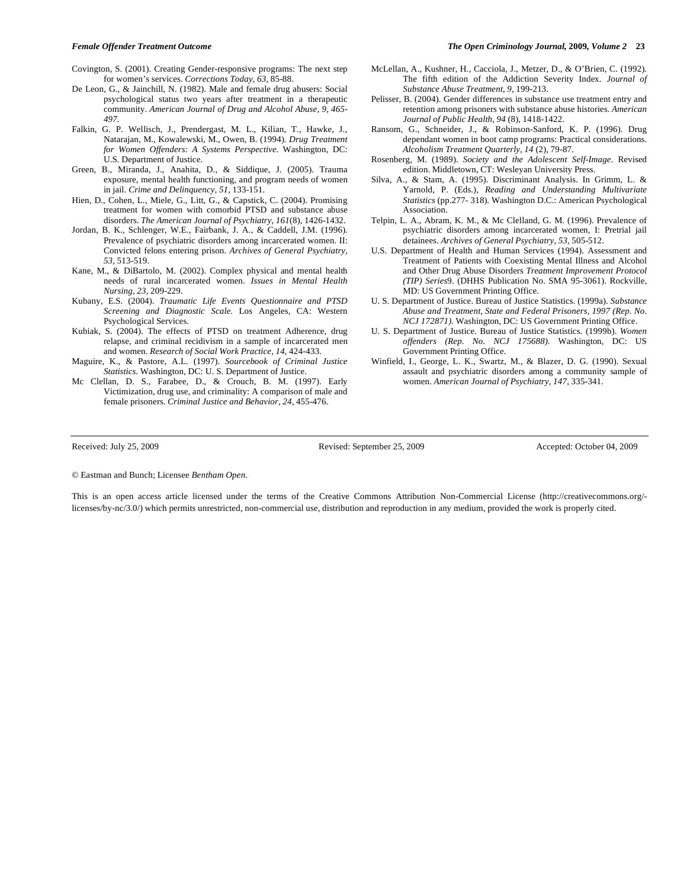Covington, S. (2001). Creating Gender-responsive programs: The next step for women's services. *Corrections Today, 63,* 85-88.

De Leon, G., & Jainchill, N. (1982). Male and female drug abusers: Social psychological status two years after treatment in a therapeutic community. *American Journal of Drug and Alcohol Abuse, 9, 465-497.*

Falkin, G. P. Wellisch, J., Prendergast, M. L., Kilian, T., Hawke, J., Natarajan, M., Kowalewski, M., Owen, B. (1994). *Drug Treatment for Women Offenders: A Systems Perspective.* Washington, DC: U.S. Department of Justice.

Green, B., Miranda, J., Anahita, D., & Siddique, J. (2005). Trauma exposure, mental health functioning, and program needs of women in jail. *Crime and Delinquency, 51,* 133-151.

Hien, D., Cohen, L., Miele, G., Litt, G., & Capstick, C. (2004). Promising treatment for women with comorbid PTSD and substance abuse disorders. *The American Journal of Psychiatry, 161*(8), 1426-1432.

Jordan, B. K., Schlenger, W.E., Fairbank, J. A., & Caddell, J.M. (1996). Prevalence of psychiatric disorders among incarcerated women. II: Convicted felons entering prison. *Archives of General Psychiatry, 53,* 513-519.

Kane, M., & DiBartolo, M. (2002). Complex physical and mental health needs of rural incarcerated women. *Issues in Mental Health Nursing, 23,* 209-229.

Kubany, E.S. (2004). *Traumatic Life Events Questionnaire and PTSD Screening and Diagnostic Scale.* Los Angeles, CA: Western Psychological Services.

Kubiak, S. (2004). The effects of PTSD on treatment Adherence, drug relapse, and criminal recidivism in a sample of incarcerated men and women. *Research of Social Work Practice, 14,* 424-433.

Maguire, K., & Pastore, A.L. (1997). *Sourcebook of Criminal Justice Statistics.* Washington, DC: U. S. Department of Justice.

Mc Clellan, D. S., Farabee, D., & Crouch, B. M. (1997). Early Victimization, drug use, and criminality: A comparison of male and female prisoners. *Criminal Justice and Behavior, 24,* 455-476.

McLellan, A., Kushner, H., Cacciola, J., Metzer, D., & O'Brien, C. (1992). The fifth edition of the Addiction Severity Index. *Journal of Substance Abuse Treatment, 9,* 199-213.

Pelisser, B. (2004). Gender differences in substance use treatment entry and retention among prisoners with substance abuse histories. *American Journal of Public Health, 94* (8), 1418-1422.

Ransom, G., Schneider, J., & Robinson-Sanford, K. P. (1996). Drug dependant women in boot camp programs: Practical considerations. *Alcoholism Treatment Quarterly, 14* (2), 79-87.

Rosenberg, M. (1989). *Society and the Adolescent Self-Image*. Revised edition. Middletown, CT: Wesleyan University Press.

Silva, A., & Stam, A. (1995). Discriminant Analysis. In Grimm, L. & Yarnold, P. (Eds.), *Reading and Understanding Multivariate Statistics* (pp.277- 318). Washington D.C.: American Psychological Association.

Telpin, L. A., Abram, K. M., & Mc Clelland, G. M. (1996). Prevalence of psychiatric disorders among incarcerated women, I: Pretrial jail detainees. *Archives of General Psychiatry, 53,* 505-512.

U.S. Department of Health and Human Services (1994). Assessment and Treatment of Patients with Coexisting Mental Illness and Alcohol and Other Drug Abuse Disorders *Treatment Improvement Protocol (TIP) Series*9. (DHHS Publication No. SMA 95-3061). Rockville, MD: US Government Printing Office.

U. S. Department of Justice. Bureau of Justice Statistics. (1999a). *Substance Abuse and Treatment, State and Federal Prisoners, 1997 (Rep. No. NCJ 172871).* Washington, DC: US Government Printing Office.

U. S. Department of Justice. Bureau of Justice Statistics. (1999b). *Women offenders (Rep. No. NCJ 175688).* Washington, DC: US Government Printing Office.

Winfield, I., George, L. K., Swartz, M., & Blazer, D. G. (1990). Sexual assault and psychiatric disorders among a community sample of women. *American Journal of Psychiatry, 147,* 335-341.

---

Received: July 25, 2009 Revised: September 25, 2009 Accepted: October 04, 2009

© Eastman and Bunch; Licensee *Bentham Open*.

This is an open access article licensed under the terms of the Creative Commons Attribution Non-Commercial License (http://creativecommons.org/-licenses/by-nc/3.0/) which permits unrestricted, non-commercial use, distribution and reproduction in any medium, provided the work is properly cited.